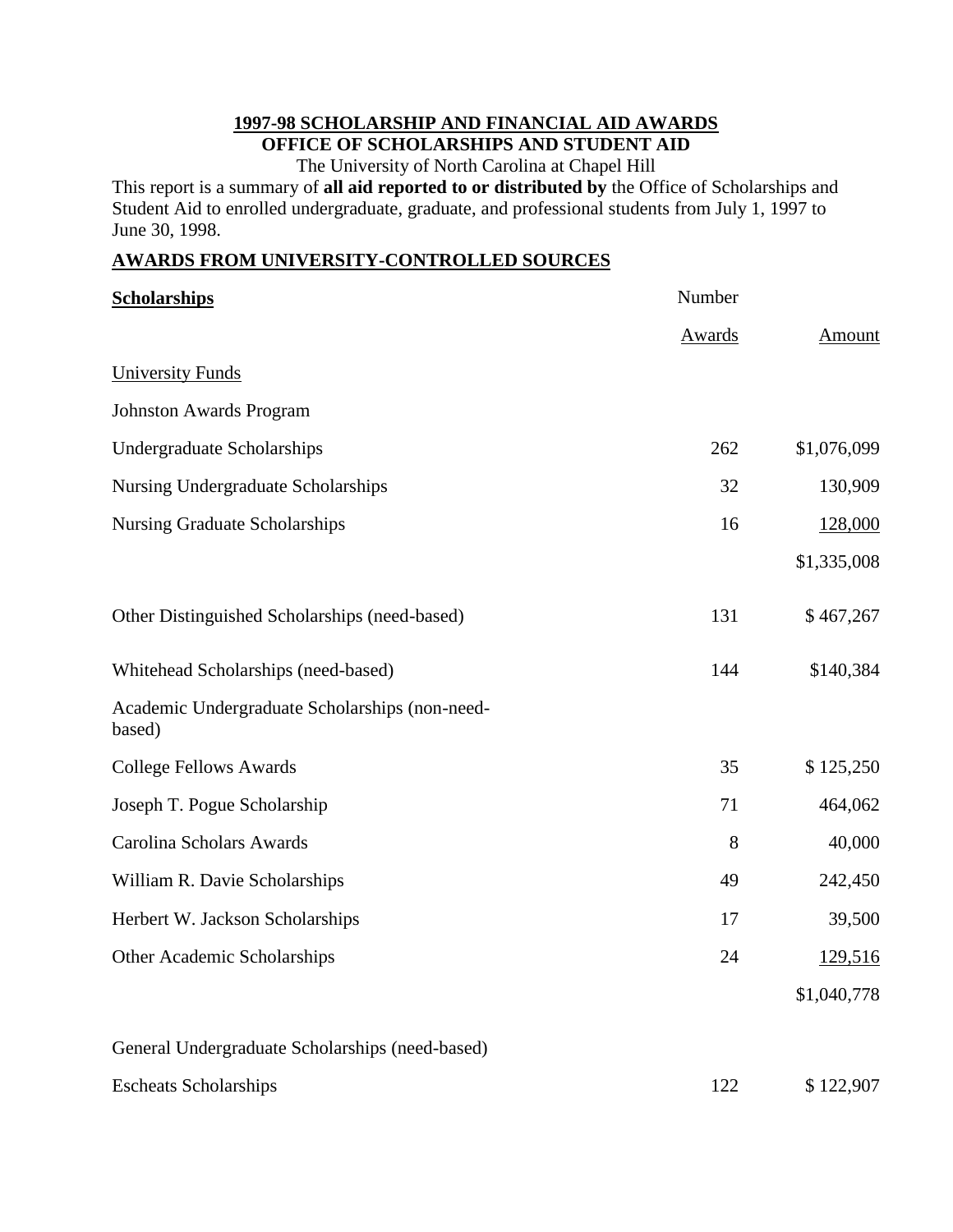# 1997-98 SCHOLARSHIP AND FINANCIAL AID AWARDS
## OFFICE OF SCHOLARSHIPS AND STUDENT AID

The University of North Carolina at Chapel Hill

This report is a summary of **all aid reported to or distributed by** the Office of Scholarships and Student Aid to enrolled undergraduate, graduate, and professional students from July 1, 1997 to June 30, 1998.

## AWARDS FROM UNIVERSITY-CONTROLLED SOURCES

| Scholarships | Number Awards | Amount |
|---|---|---|
| University Funds | | |
| Johnston Awards Program | | |
| Undergraduate Scholarships | 262 | $1,076,099 |
| Nursing Undergraduate Scholarships | 32 | 130,909 |
| Nursing Graduate Scholarships | 16 | 128,000 |
| | | $1,335,008 |
| Other Distinguished Scholarships (need-based) | 131 | $ 467,267 |
| Whitehead Scholarships (need-based) | 144 | $140,384 |
| Academic Undergraduate Scholarships (non-need-based) | | |
| College Fellows Awards | 35 | $ 125,250 |
| Joseph T. Pogue Scholarship | 71 | 464,062 |
| Carolina Scholars Awards | 8 | 40,000 |
| William R. Davie Scholarships | 49 | 242,450 |
| Herbert W. Jackson Scholarships | 17 | 39,500 |
| Other Academic Scholarships | 24 | 129,516 |
| | | $1,040,778 |
| General Undergraduate Scholarships (need-based) | | |
| Escheats Scholarships | 122 | $ 122,907 |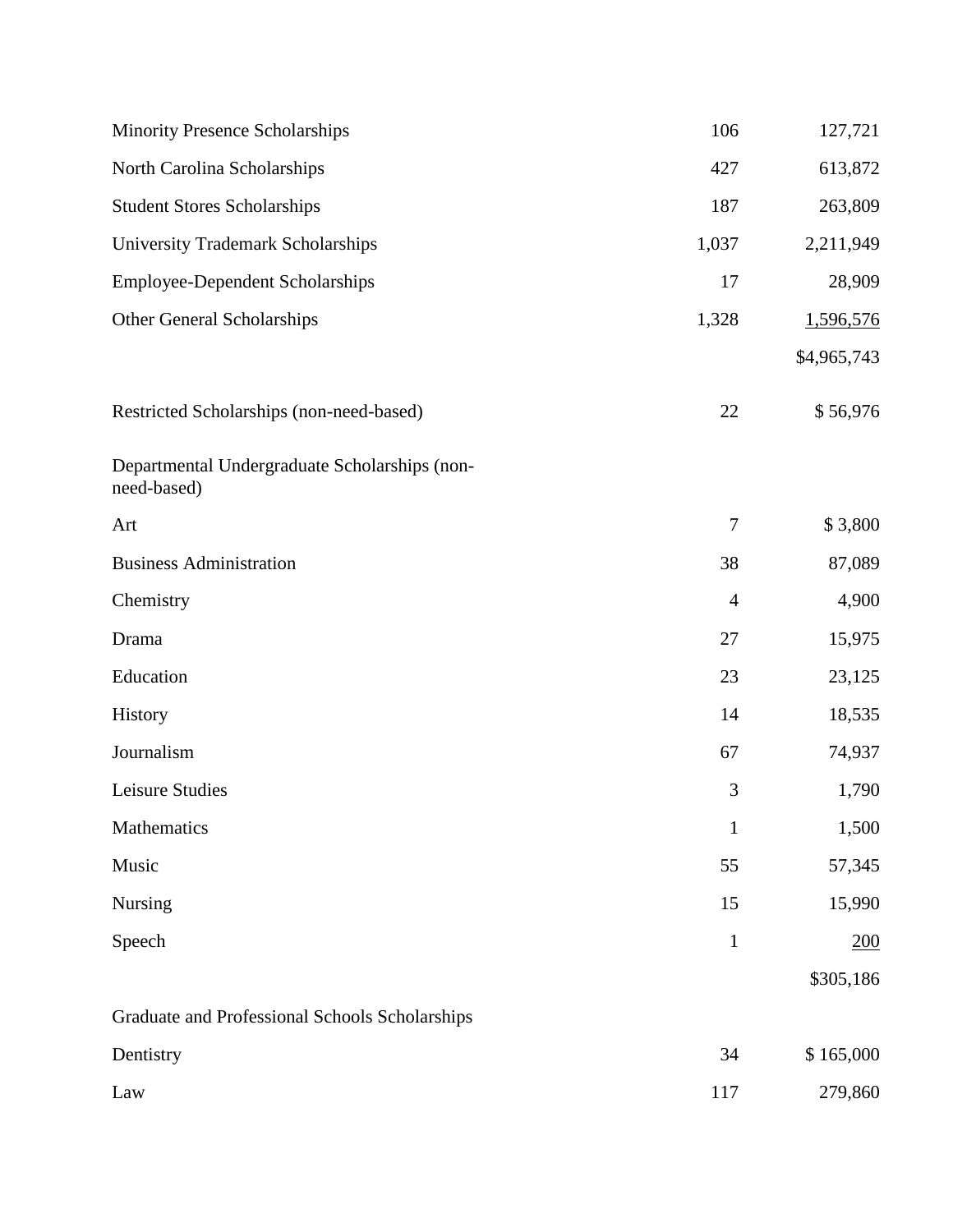| | | |
|---|---|---|
| Minority Presence Scholarships | 106 | 127,721 |
| North Carolina Scholarships | 427 | 613,872 |
| Student Stores Scholarships | 187 | 263,809 |
| University Trademark Scholarships | 1,037 | 2,211,949 |
| Employee-Dependent Scholarships | 17 | 28,909 |
| Other General Scholarships | 1,328 | 1,596,576 |
| | | $4,965,743 |
| Restricted Scholarships (non-need-based) | 22 | $ 56,976 |
| Departmental Undergraduate Scholarships (non-need-based) | | |
| Art | 7 | $ 3,800 |
| Business Administration | 38 | 87,089 |
| Chemistry | 4 | 4,900 |
| Drama | 27 | 15,975 |
| Education | 23 | 23,125 |
| History | 14 | 18,535 |
| Journalism | 67 | 74,937 |
| Leisure Studies | 3 | 1,790 |
| Mathematics | 1 | 1,500 |
| Music | 55 | 57,345 |
| Nursing | 15 | 15,990 |
| Speech | 1 | 200 |
| | | $305,186 |
| Graduate and Professional Schools Scholarships | | |
| Dentistry | 34 | $ 165,000 |
| Law | 117 | 279,860 |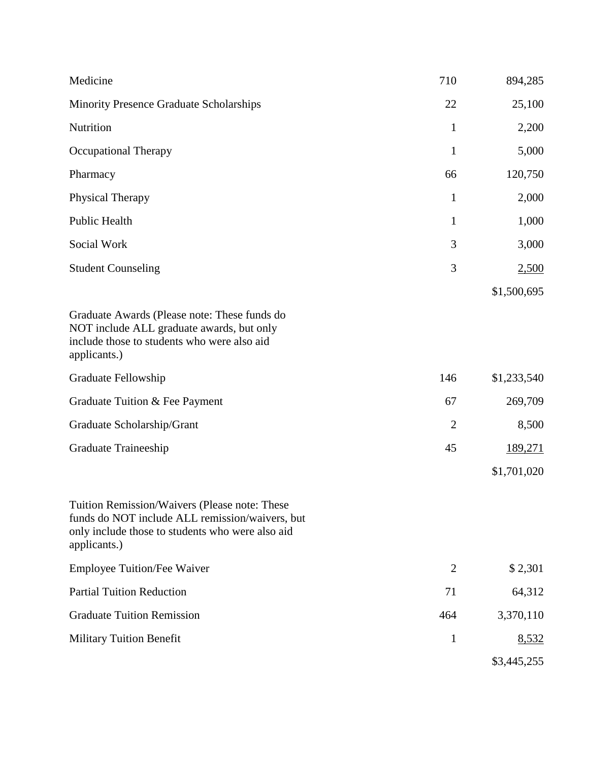| | | |
|---|---|---|
| Medicine | 710 | 894,285 |
| Minority Presence Graduate Scholarships | 22 | 25,100 |
| Nutrition | 1 | 2,200 |
| Occupational Therapy | 1 | 5,000 |
| Pharmacy | 66 | 120,750 |
| Physical Therapy | 1 | 2,000 |
| Public Health | 1 | 1,000 |
| Social Work | 3 | 3,000 |
| Student Counseling | 3 | 2,500 |
| | | $1,500,695 |

| | | |
|---|---|---|
| Graduate Awards (Please note: These funds do NOT include ALL graduate awards, but only include those to students who were also aid applicants.) | | |
| Graduate Fellowship | 146 | $1,233,540 |
| Graduate Tuition & Fee Payment | 67 | 269,709 |
| Graduate Scholarship/Grant | 2 | 8,500 |
| Graduate Traineeship | 45 | 189,271 |
| | | $1,701,020 |

| | | |
|---|---|---|
| Tuition Remission/Waivers (Please note: These funds do NOT include ALL remission/waivers, but only include those to students who were also aid applicants.) | | |
| Employee Tuition/Fee Waiver | 2 | $ 2,301 |
| Partial Tuition Reduction | 71 | 64,312 |
| Graduate Tuition Remission | 464 | 3,370,110 |
| Military Tuition Benefit | 1 | 8,532 |
| | | $3,445,255 |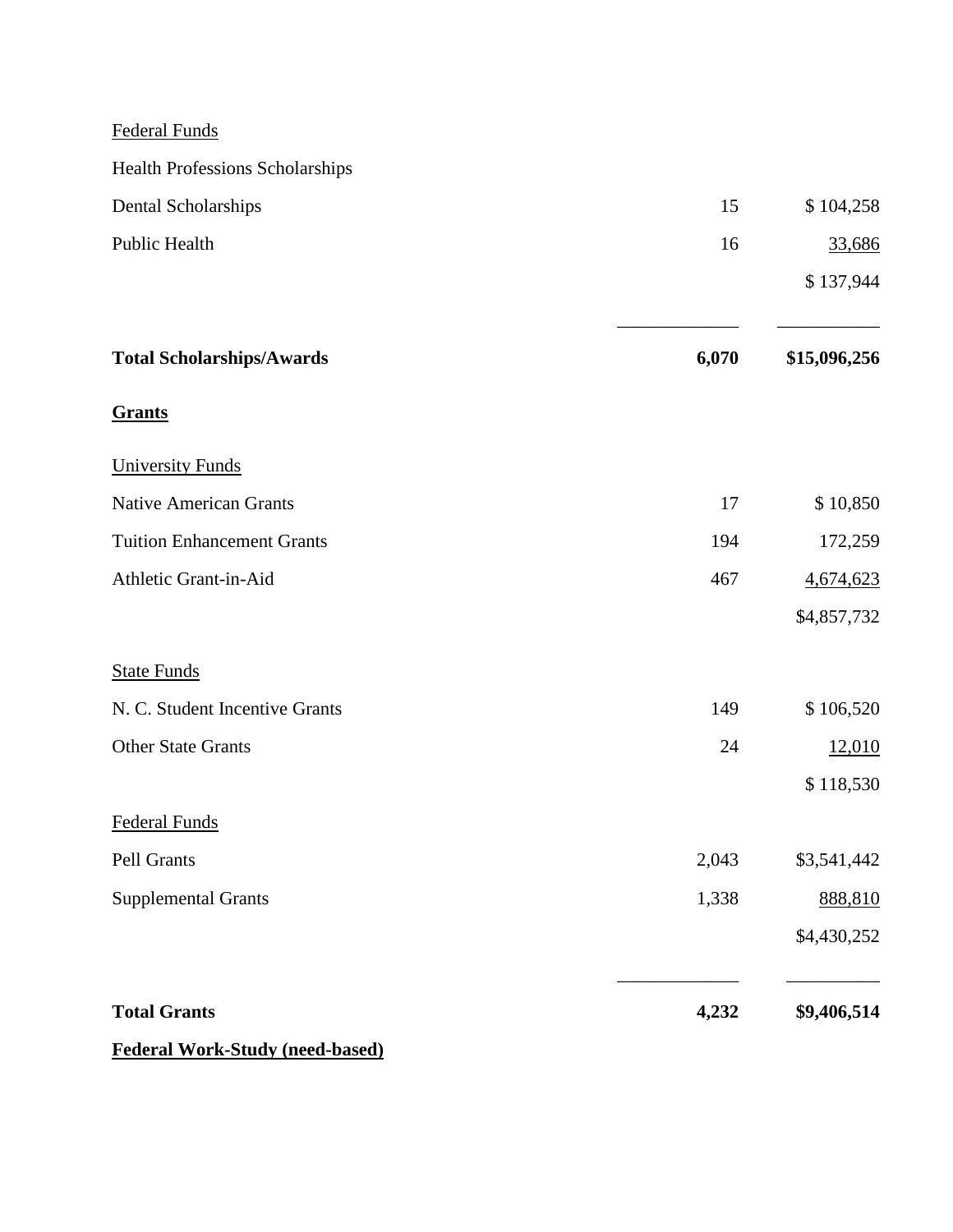| | | |
|---|---|---|
| Federal Funds | | |
| Health Professions Scholarships | | |
| Dental Scholarships | 15 | $ 104,258 |
| Public Health | 16 | 33,686 |
| | | $ 137,944 |
| **Total Scholarships/Awards** | **6,070** | **$15,096,256** |

**Grants**

| | | |
|---|---|---|
| University Funds | | |
| Native American Grants | 17 | $ 10,850 |
| Tuition Enhancement Grants | 194 | 172,259 |
| Athletic Grant-in-Aid | 467 | 4,674,623 |
| | | $4,857,732 |
| State Funds | | |
| N. C. Student Incentive Grants | 149 | $ 106,520 |
| Other State Grants | 24 | 12,010 |
| | | $ 118,530 |
| Federal Funds | | |
| Pell Grants | 2,043 | $3,541,442 |
| Supplemental Grants | 1,338 | 888,810 |
| | | $4,430,252 |
| **Total Grants** | **4,232** | **$9,406,514** |

**Federal Work-Study (need-based)**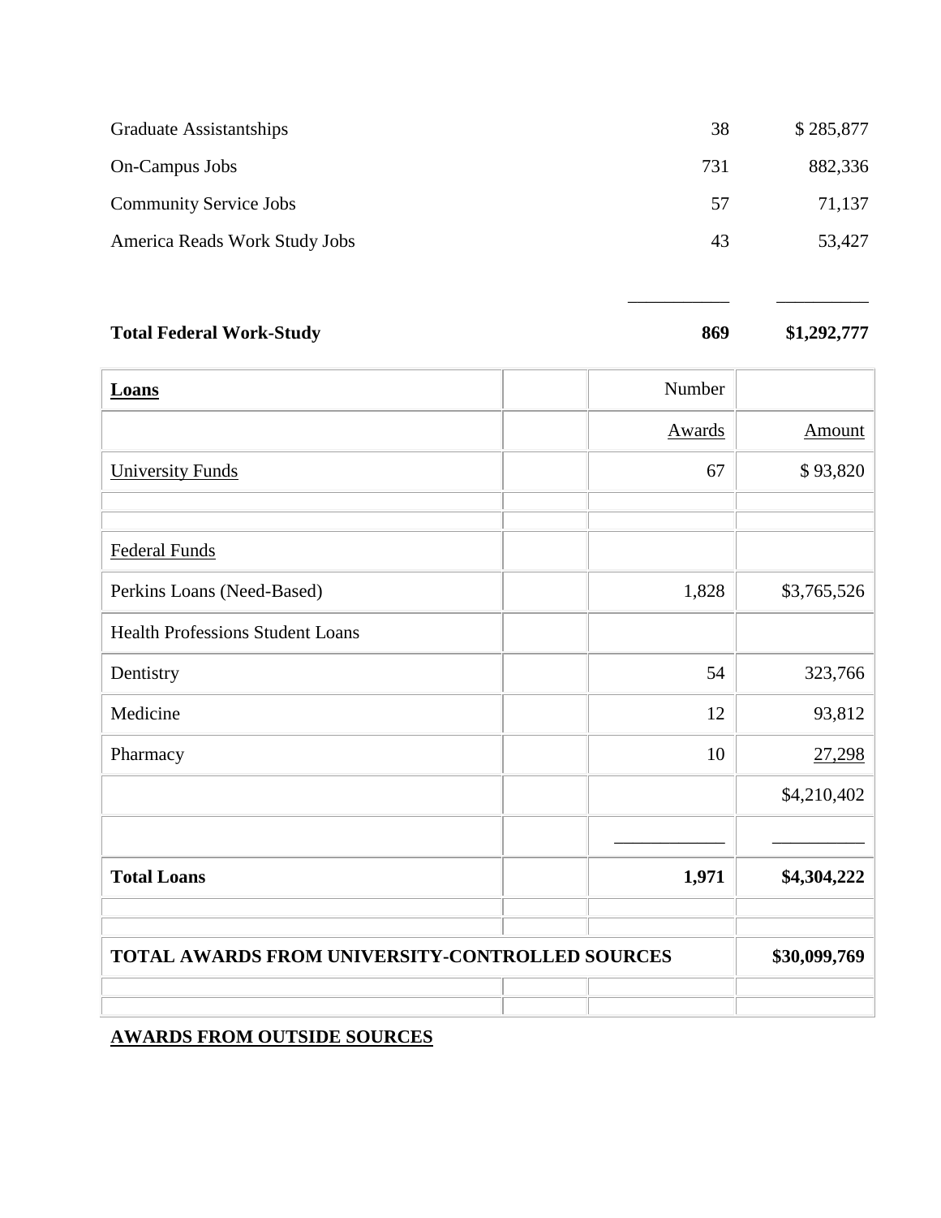| | | |
|---|---|---|
| Graduate Assistantships | 38 | $ 285,877 |
| On-Campus Jobs | 731 | 882,336 |
| Community Service Jobs | 57 | 71,137 |
| America Reads Work Study Jobs | 43 | 53,427 |
| | ___________ | __________ |
| **Total Federal Work-Study** | **869** | **$1,292,777** |

| **Loans** | | Number | |
|---|---|---|---|
| | | Awards | Amount |
| University Funds | | 67 | $ 93,820 |
| | | | |
| | | | |
| Federal Funds | | | |
| Perkins Loans (Need-Based) | | 1,828 | $3,765,526 |
| Health Professions Student Loans | | | |
| Dentistry | | 54 | 323,766 |
| Medicine | | 12 | 93,812 |
| Pharmacy | | 10 | 27,298 |
| | | | $4,210,402 |
| | | ___________ | __________ |
| **Total Loans** | | **1,971** | **$4,304,222** |
| | | | |
| | | | |
| **TOTAL AWARDS FROM UNIVERSITY-CONTROLLED SOURCES** | | | **$30,099,769** |
| | | | |
| | | | |

**AWARDS FROM OUTSIDE SOURCES**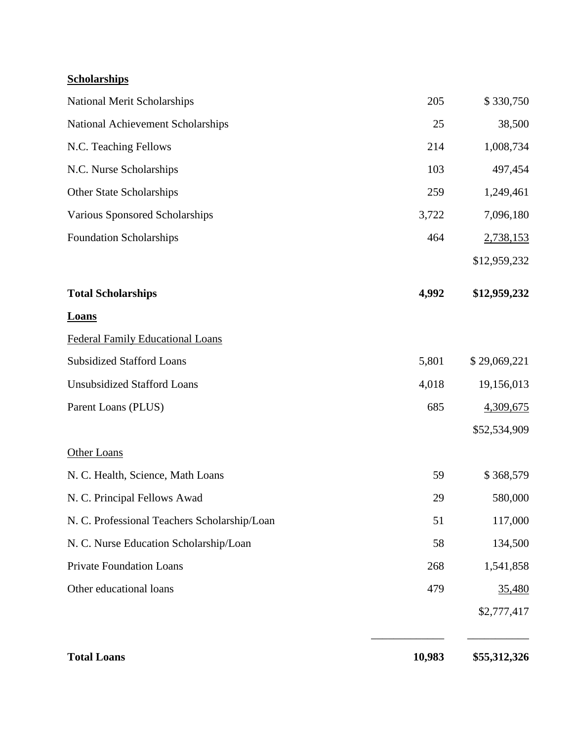| **Scholarships** | | |
|---|---|---|
| National Merit Scholarships | 205 | $ 330,750 |
| National Achievement Scholarships | 25 | 38,500 |
| N.C. Teaching Fellows | 214 | 1,008,734 |
| N.C. Nurse Scholarships | 103 | 497,454 |
| Other State Scholarships | 259 | 1,249,461 |
| Various Sponsored Scholarships | 3,722 | 7,096,180 |
| Foundation Scholarships | 464 | 2,738,153 |
| | | $12,959,232 |
| **Total Scholarships** | **4,992** | **$12,959,232** |
| **Loans** | | |
| Federal Family Educational Loans | | |
| Subsidized Stafford Loans | 5,801 | $ 29,069,221 |
| Unsubsidized Stafford Loans | 4,018 | 19,156,013 |
| Parent Loans (PLUS) | 685 | 4,309,675 |
| | | $52,534,909 |
| Other Loans | | |
| N. C. Health, Science, Math Loans | 59 | $ 368,579 |
| N. C. Principal Fellows Awad | 29 | 580,000 |
| N. C. Professional Teachers Scholarship/Loan | 51 | 117,000 |
| N. C. Nurse Education Scholarship/Loan | 58 | 134,500 |
| Private Foundation Loans | 268 | 1,541,858 |
| Other educational loans | 479 | 35,480 |
| | | $2,777,417 |
| **Total Loans** | **10,983** | **$55,312,326** |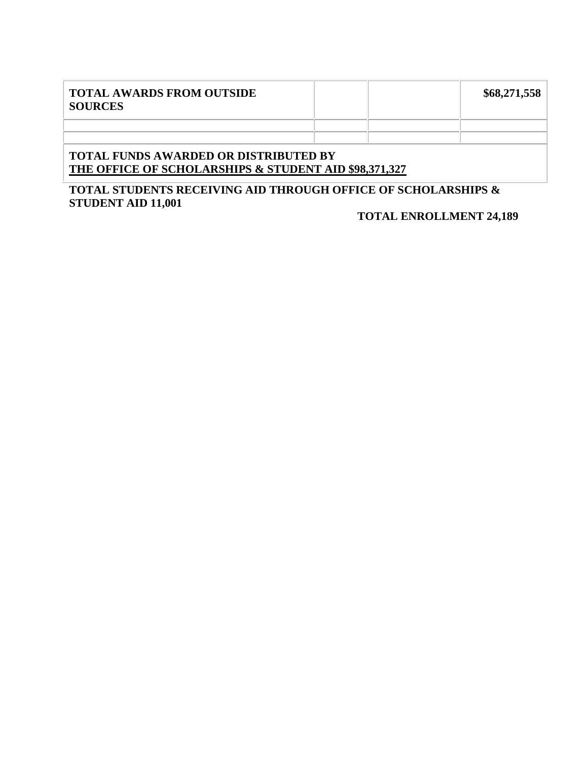| | | | |
|---|---|---|---|
| **TOTAL AWARDS FROM OUTSIDE SOURCES** | | | **$68,271,558** |
| | | | |
| | | | |
| **TOTAL FUNDS AWARDED OR DISTRIBUTED BY THE OFFICE OF SCHOLARSHIPS & STUDENT AID $98,371,327** | | | |

**TOTAL STUDENTS RECEIVING AID THROUGH OFFICE OF SCHOLARSHIPS & STUDENT AID 11,001**

**TOTAL ENROLLMENT 24,189**